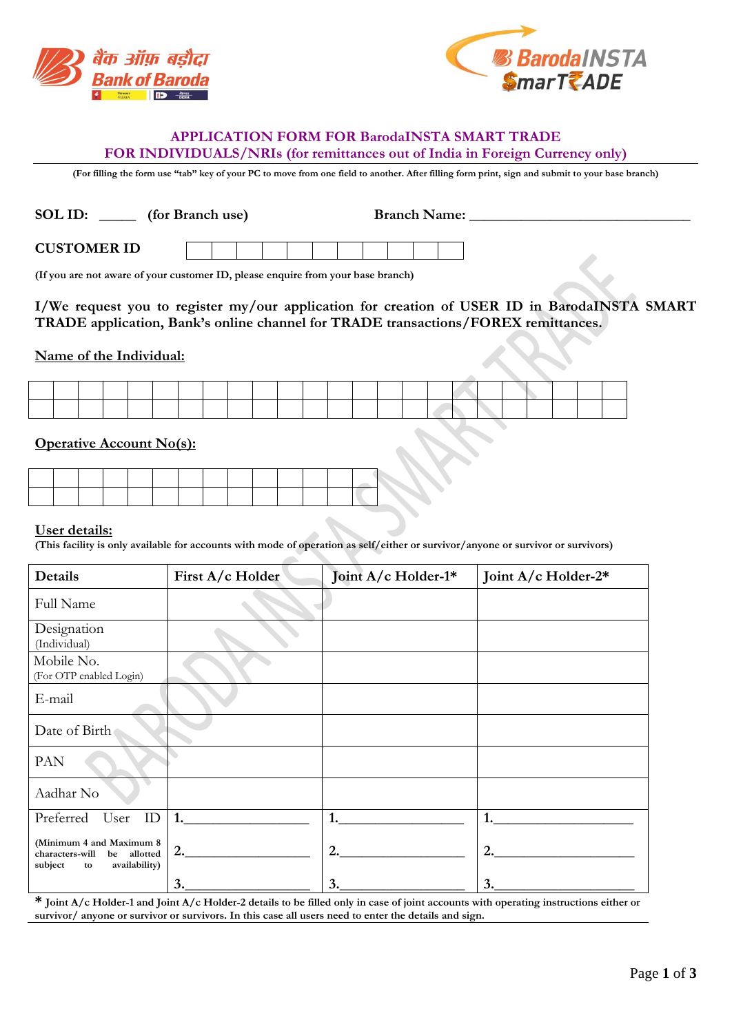# APPLICATION FORM FOR BarodaINSTA SMART TRADE
## FOR INDIVIDUALS/NRIs (for remittances out of India in Foreign Currency only)

**(For filling the form use "tab" key of your PC to move from one field to another. After filling form print, sign and submit to your base branch)**

**SOL ID:** _____ **(for Branch use)** **Branch Name:** _______________________________

**CUSTOMER ID**

| | | | | | | | | | | |
|---|---|---|---|---|---|---|---|---|---|---|
| | | | | | | | | | | |

**(If you are not aware of your customer ID, please enquire from your base branch)**

**I/We request you to register my/our application for creation of USER ID in BarodaINSTA SMART TRADE application, Bank's online channel for TRADE transactions/FOREX remittances.**

**Name of the Individual:**

| | | | | | | | | | | | | | | | | | | | | | | | |
|---|---|---|---|---|---|---|---|---|---|---|---|---|---|---|---|---|---|---|---|---|---|---|---|
| | | | | | | | | | | | | | | | | | | | | | | | |
| | | | | | | | | | | | | | | | | | | | | | | | |

**Operative Account No(s):**

| | | | | | | | | | | | | | |
|---|---|---|---|---|---|---|---|---|---|---|---|---|---|
| | | | | | | | | | | | | | |
| | | | | | | | | | | | | | |

**User details:**
**(This facility is only available for accounts with mode of operation as self/either or survivor/anyone or survivor or survivors)**

| Details | First A/c Holder | Joint A/c Holder-1* | Joint A/c Holder-2* |
|---|---|---|---|
| Full Name | | | |
| Designation (Individual) | | | |
| Mobile No. (For OTP enabled Login) | | | |
| E-mail | | | |
| Date of Birth | | | |
| PAN | | | |
| Aadhar No | | | |
| Preferred User ID **(Minimum 4 and Maximum 8 characters-will be allotted subject to availability)** | 1.________________ 2.________________ 3.________________ | 1.________________ 2.________________ 3.________________ | 1.________________ 2.________________ 3.________________ |

**\* Joint A/c Holder-1 and Joint A/c Holder-2 details to be filled only in case of joint accounts with operating instructions either or survivor/ anyone or survivor or survivors. In this case all users need to enter the details and sign.**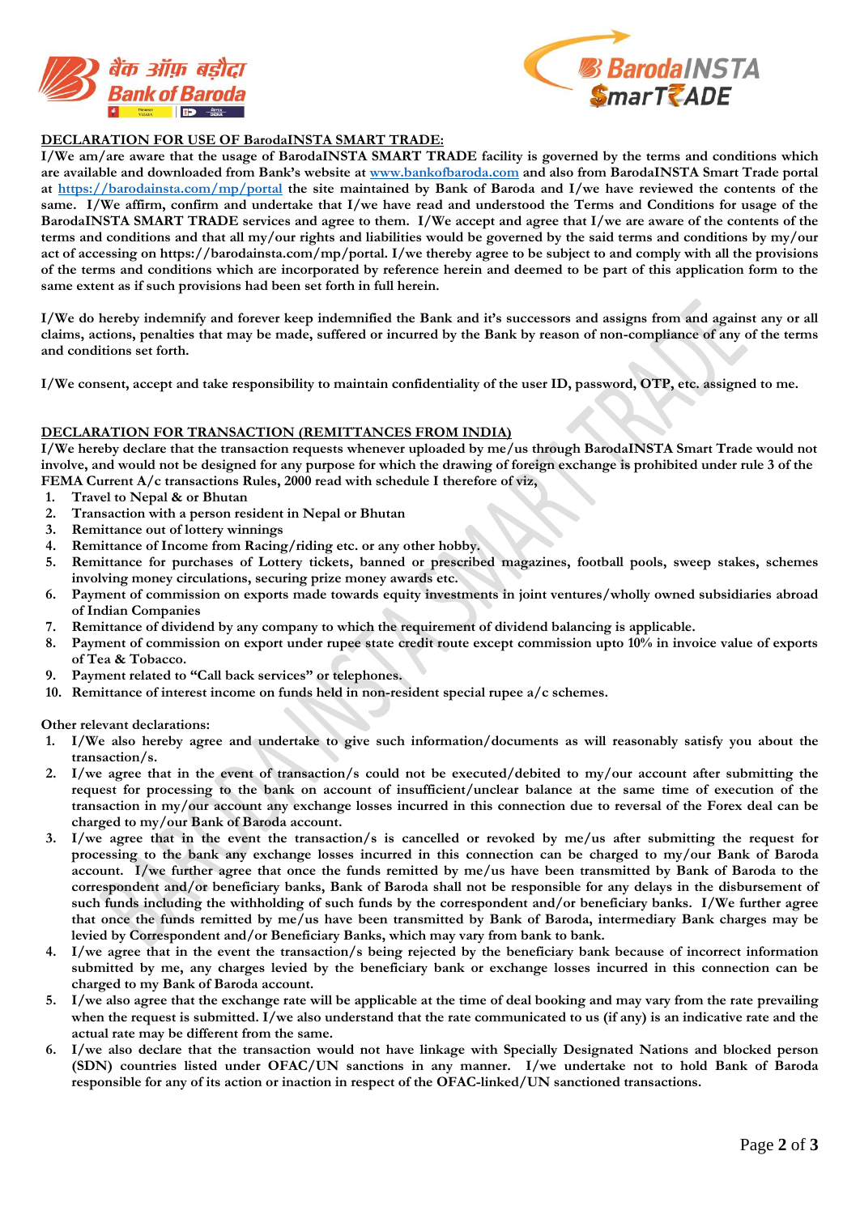## DECLARATION FOR USE OF BarodaINSTA SMART TRADE:

**I/We am/are aware that the usage of BarodaINSTA SMART TRADE facility is governed by the terms and conditions which are available and downloaded from Bank's website at [www.bankofbaroda.com](http://www.bankofbaroda.com) and also from BarodaINSTA Smart Trade portal at [https://barodainsta.com/mp/portal](https://barodainsta.com/mp/portal) the site maintained by Bank of Baroda and I/we have reviewed the contents of the same. I/We affirm, confirm and undertake that I/we have read and understood the Terms and Conditions for usage of the BarodaINSTA SMART TRADE services and agree to them. I/We accept and agree that I/we are aware of the contents of the terms and conditions and that all my/our rights and liabilities would be governed by the said terms and conditions by my/our act of accessing on https://barodainsta.com/mp/portal. I/we thereby agree to be subject to and comply with all the provisions of the terms and conditions which are incorporated by reference herein and deemed to be part of this application form to the same extent as if such provisions had been set forth in full herein.**

**I/We do hereby indemnify and forever keep indemnified the Bank and it's successors and assigns from and against any or all claims, actions, penalties that may be made, suffered or incurred by the Bank by reason of non-compliance of any of the terms and conditions set forth.**

**I/We consent, accept and take responsibility to maintain confidentiality of the user ID, password, OTP, etc. assigned to me.**

## DECLARATION FOR TRANSACTION (REMITTANCES FROM INDIA)

**I/We hereby declare that the transaction requests whenever uploaded by me/us through BarodaINSTA Smart Trade would not involve, and would not be designed for any purpose for which the drawing of foreign exchange is prohibited under rule 3 of the FEMA Current A/c transactions Rules, 2000 read with schedule I therefore of viz,**

1. **Travel to Nepal & or Bhutan**
2. **Transaction with a person resident in Nepal or Bhutan**
3. **Remittance out of lottery winnings**
4. **Remittance of Income from Racing/riding etc. or any other hobby.**
5. **Remittance for purchases of Lottery tickets, banned or prescribed magazines, football pools, sweep stakes, schemes involving money circulations, securing prize money awards etc.**
6. **Payment of commission on exports made towards equity investments in joint ventures/wholly owned subsidiaries abroad of Indian Companies**
7. **Remittance of dividend by any company to which the requirement of dividend balancing is applicable.**
8. **Payment of commission on export under rupee state credit route except commission upto 10% in invoice value of exports of Tea & Tobacco.**
9. **Payment related to "Call back services" or telephones.**
10. **Remittance of interest income on funds held in non-resident special rupee a/c schemes.**

**Other relevant declarations:**

1. **I/We also hereby agree and undertake to give such information/documents as will reasonably satisfy you about the transaction/s.**
2. **I/we agree that in the event of transaction/s could not be executed/debited to my/our account after submitting the request for processing to the bank on account of insufficient/unclear balance at the same time of execution of the transaction in my/our account any exchange losses incurred in this connection due to reversal of the Forex deal can be charged to my/our Bank of Baroda account.**
3. **I/we agree that in the event the transaction/s is cancelled or revoked by me/us after submitting the request for processing to the bank any exchange losses incurred in this connection can be charged to my/our Bank of Baroda account. I/we further agree that once the funds remitted by me/us have been transmitted by Bank of Baroda to the correspondent and/or beneficiary banks, Bank of Baroda shall not be responsible for any delays in the disbursement of such funds including the withholding of such funds by the correspondent and/or beneficiary banks. I/We further agree that once the funds remitted by me/us have been transmitted by Bank of Baroda, intermediary Bank charges may be levied by Correspondent and/or Beneficiary Banks, which may vary from bank to bank.**
4. **I/we agree that in the event the transaction/s being rejected by the beneficiary bank because of incorrect information submitted by me, any charges levied by the beneficiary bank or exchange losses incurred in this connection can be charged to my Bank of Baroda account.**
5. **I/we also agree that the exchange rate will be applicable at the time of deal booking and may vary from the rate prevailing when the request is submitted. I/we also understand that the rate communicated to us (if any) is an indicative rate and the actual rate may be different from the same.**
6. **I/we also declare that the transaction would not have linkage with Specially Designated Nations and blocked person (SDN) countries listed under OFAC/UN sanctions in any manner. I/we undertake not to hold Bank of Baroda responsible for any of its action or inaction in respect of the OFAC-linked/UN sanctioned transactions.**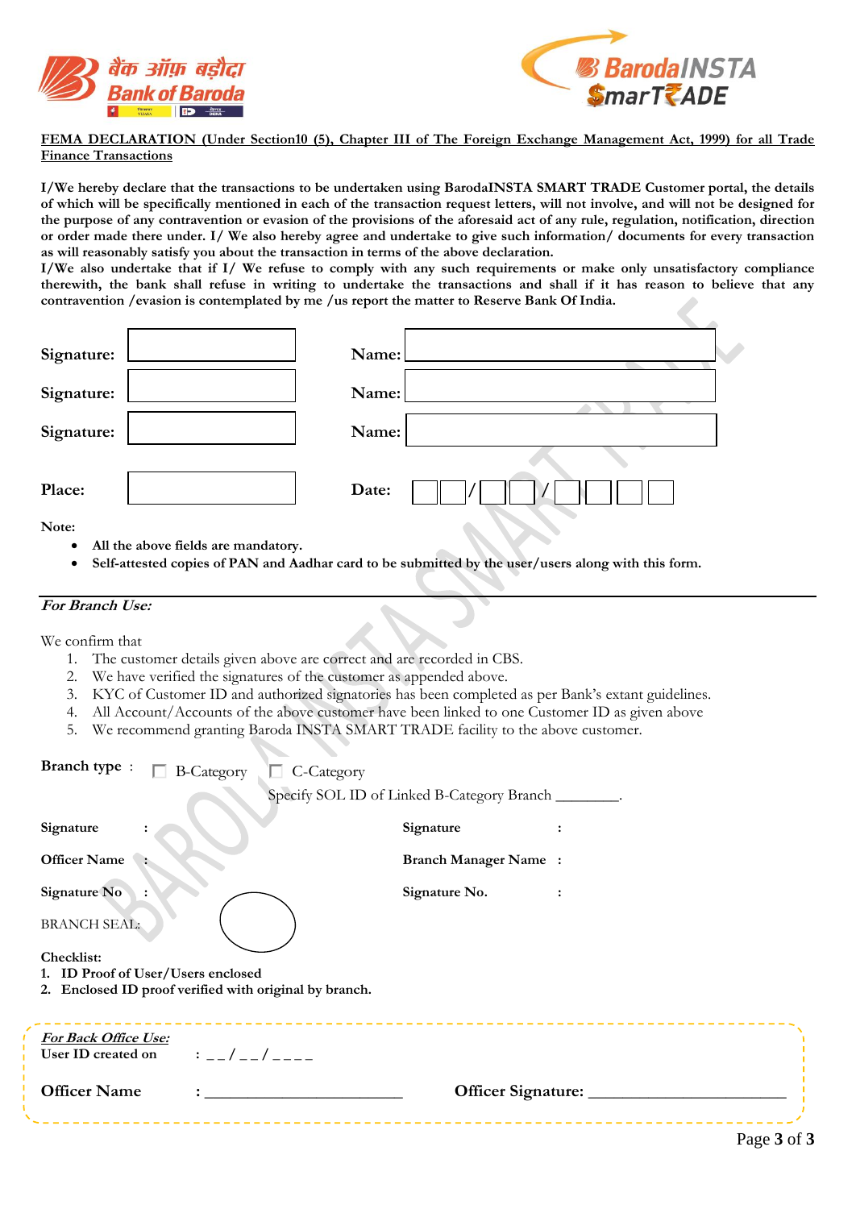**FEMA DECLARATION (Under Section10 (5), Chapter III of The Foreign Exchange Management Act, 1999) for all Trade Finance Transactions**

**I/We hereby declare that the transactions to be undertaken using BarodaINSTA SMART TRADE Customer portal, the details of which will be specifically mentioned in each of the transaction request letters, will not involve, and will not be designed for the purpose of any contravention or evasion of the provisions of the aforesaid act of any rule, regulation, notification, direction or order made there under. I/ We also hereby agree and undertake to give such information/ documents for every transaction as will reasonably satisfy you about the transaction in terms of the above declaration.**

**I/We also undertake that if I/ We refuse to comply with any such requirements or make only unsatisfactory compliance therewith, the bank shall refuse in writing to undertake the transactions and shall if it has reason to believe that any contravention /evasion is contemplated by me /us report the matter to Reserve Bank Of India.**

| | | | |
|---|---|---|---|
| **Signature:** | | **Name:** | |
| **Signature:** | | **Name:** | |
| **Signature:** | | **Name:** | |
| **Place:** | | **Date:** | __ __ / __ __ / __ __ __ __ |

**Note:**

- **All the above fields are mandatory.**
- **Self-attested copies of PAN and Aadhar card to be submitted by the user/users along with this form.**

***For Branch Use:***

We confirm that

1. The customer details given above are correct and are recorded in CBS.
2. We have verified the signatures of the customer as appended above.
3. KYC of Customer ID and authorized signatories has been completed as per Bank's extant guidelines.
4. All Account/Accounts of the above customer have been linked to one Customer ID as given above
5. We recommend granting Baroda INSTA SMART TRADE facility to the above customer.

**Branch type** : ☐ B-Category ☐ C-Category

Specify SOL ID of Linked B-Category Branch ________.

| | | | |
|---|---|---|---|
| **Signature** | : | **Signature** | : |
| **Officer Name** | : | **Branch Manager Name** | : |
| **Signature No** | : | **Signature No.** | : |

BRANCH SEAL:

**Checklist:**

1. **ID Proof of User/Users enclosed**
2. **Enclosed ID proof verified with original by branch.**

***For Back Office Use:***

**User ID created on** : __ / __ / ____

**Officer Name** : ________________________ **Officer Signature:** ________________________